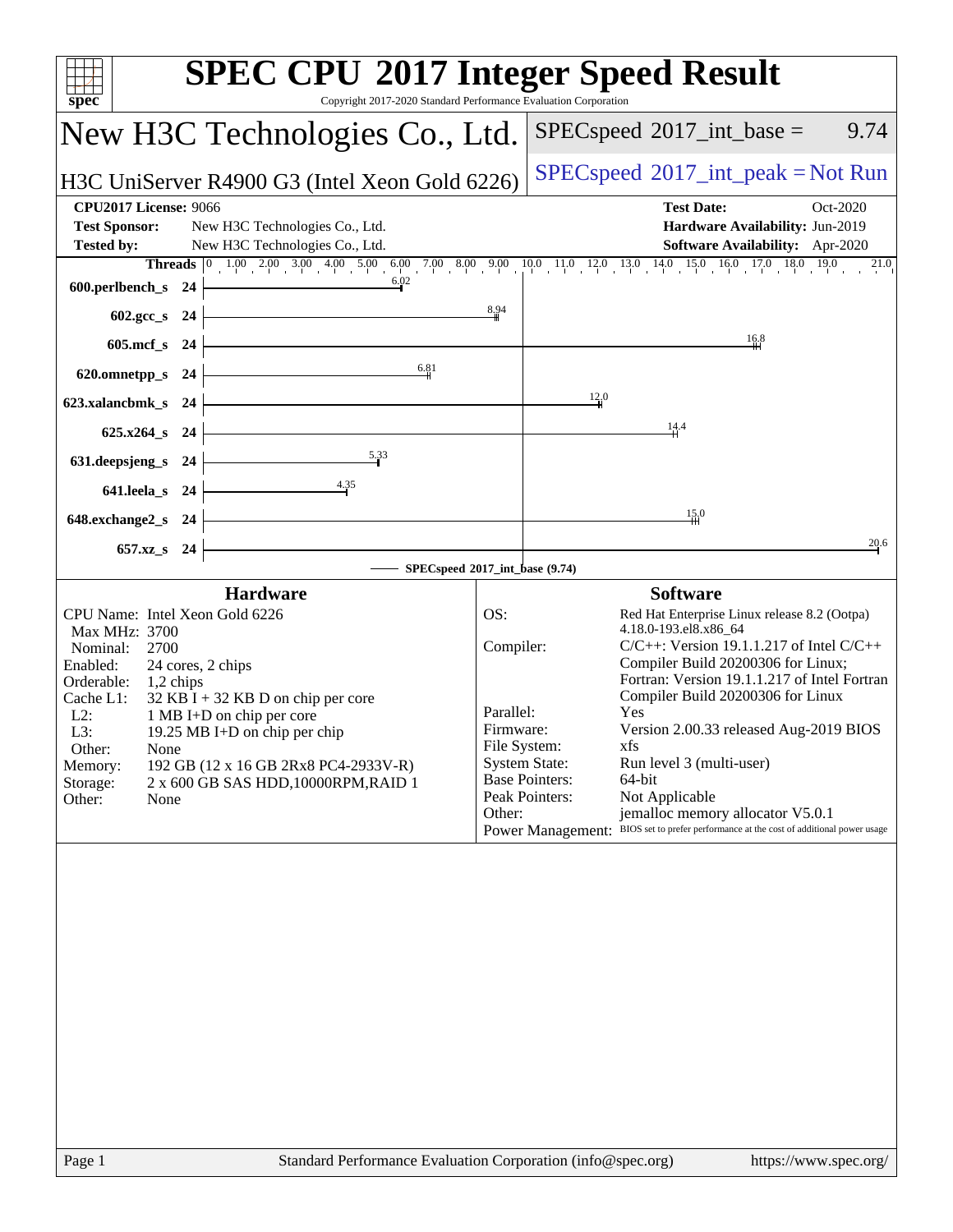# SPEC CPU 2017 Integer Speed Result

Copyright 2017-2020 Standard Performance Evaluation Corporation

## New H3C Technologies Co., Ltd.

**H3C UniServer R4900 G3 (Intel Xeon Gold 6226)**

SPECspeed 2017_int_base = 9.74

SPECspeed 2017_int_peak = Not Run

**CPU2017 License:** 9066
**Test Sponsor:** New H3C Technologies Co., Ltd.
**Tested by:** New H3C Technologies Co., Ltd.

**Test Date:** Oct-2020
**Hardware Availability:** Jun-2019
**Software Availability:** Apr-2020

| Benchmark | Threads | Base Ratio |
|---|---|---|
| 600.perlbench_s | 24 | 6.02 |
| 602.gcc_s | 24 | 8.94 |
| 605.mcf_s | 24 | 16.8 |
| 620.omnetpp_s | 24 | 6.81 |
| 623.xalancbmk_s | 24 | 12.0 |
| 625.x264_s | 24 | 14.4 |
| 631.deepsjeng_s | 24 | 5.33 |
| 641.leela_s | 24 | 4.35 |
| 648.exchange2_s | 24 | 15.0 |
| 657.xz_s | 24 | 20.6 |

SPECspeed 2017_int_base (9.74)

### Hardware

| | |
|---|---|
| CPU Name: | Intel Xeon Gold 6226 |
| Max MHz: | 3700 |
| Nominal: | 2700 |
| Enabled: | 24 cores, 2 chips |
| Orderable: | 1,2 chips |
| Cache L1: | 32 KB I + 32 KB D on chip per core |
| L2: | 1 MB I+D on chip per core |
| L3: | 19.25 MB I+D on chip per chip |
| Other: | None |
| Memory: | 192 GB (12 x 16 GB 2Rx8 PC4-2933V-R) |
| Storage: | 2 x 600 GB SAS HDD,10000RPM,RAID 1 |
| Other: | None |

### Software

| | |
|---|---|
| OS: | Red Hat Enterprise Linux release 8.2 (Ootpa) 4.18.0-193.el8.x86_64 |
| Compiler: | C/C++: Version 19.1.1.217 of Intel C/C++ Compiler Build 20200306 for Linux; Fortran: Version 19.1.1.217 of Intel Fortran Compiler Build 20200306 for Linux |
| Parallel: | Yes |
| Firmware: | Version 2.00.33 released Aug-2019 BIOS |
| File System: | xfs |
| System State: | Run level 3 (multi-user) |
| Base Pointers: | 64-bit |
| Peak Pointers: | Not Applicable |
| Other: | jemalloc memory allocator V5.0.1 |
| Power Management: | BIOS set to prefer performance at the cost of additional power usage |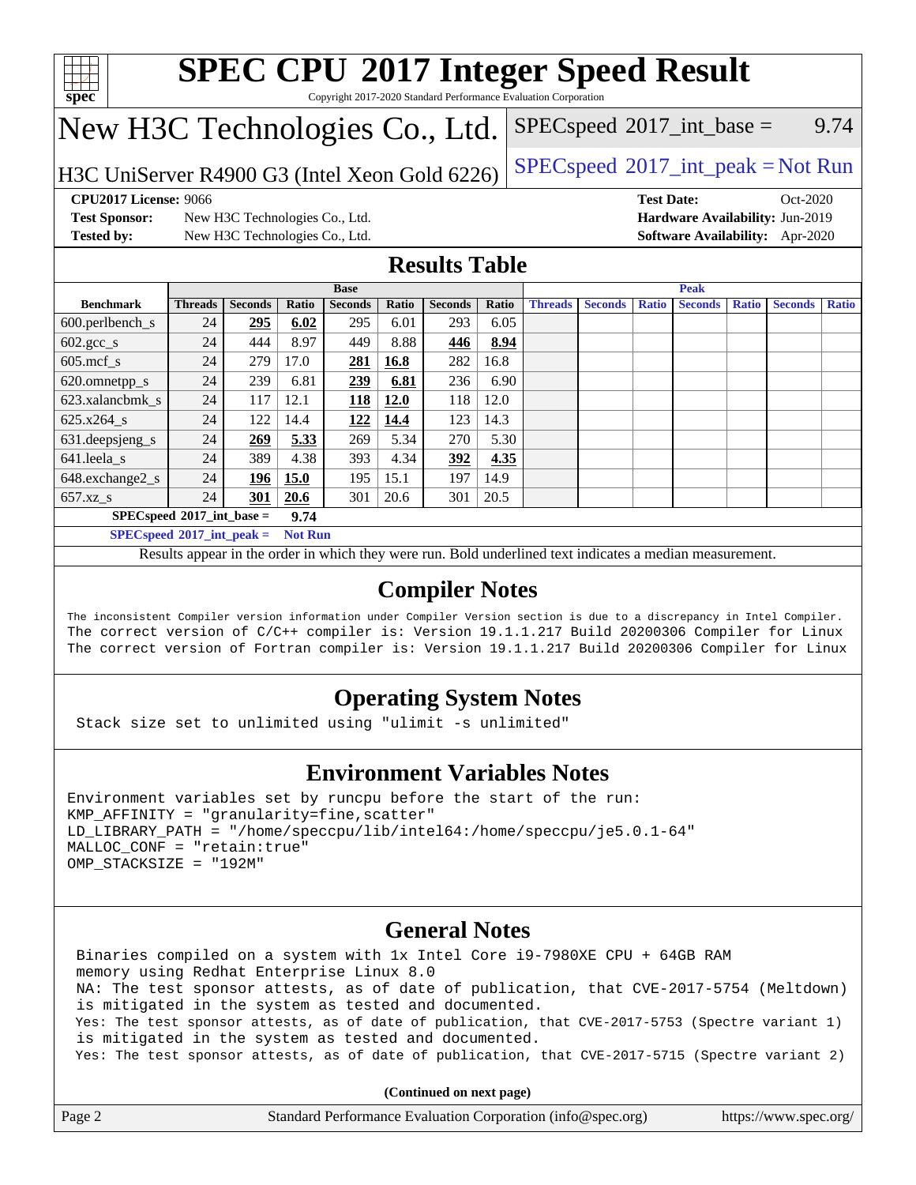# SPEC CPU 2017 Integer Speed Result

Copyright 2017-2020 Standard Performance Evaluation Corporation

## New H3C Technologies Co., Ltd.

H3C UniServer R4900 G3 (Intel Xeon Gold 6226)

SPECspeed 2017_int_base = 9.74

SPECspeed 2017_int_peak = Not Run

**CPU2017 License:** 9066
**Test Sponsor:** New H3C Technologies Co., Ltd.
**Tested by:** New H3C Technologies Co., Ltd.

**Test Date:** Oct-2020
**Hardware Availability:** Jun-2019
**Software Availability:** Apr-2020

## Results Table

| | Base | | | | | | | Peak | | | | | | |
|---|---|---|---|---|---|---|---|---|---|---|---|---|---|---|
| **Benchmark** | **Threads** | **Seconds** | **Ratio** | **Seconds** | **Ratio** | **Seconds** | **Ratio** | **Threads** | **Seconds** | **Ratio** | **Seconds** | **Ratio** | **Seconds** | **Ratio** |
| 600.perlbench_s | 24 | **295** | **6.02** | 295 | 6.01 | 293 | 6.05 | | | | | | | |
| 602.gcc_s | 24 | 444 | 8.97 | 449 | 8.88 | **446** | **8.94** | | | | | | | |
| 605.mcf_s | 24 | 279 | 17.0 | **281** | **16.8** | 282 | 16.8 | | | | | | | |
| 620.omnetpp_s | 24 | 239 | 6.81 | **239** | **6.81** | 236 | 6.90 | | | | | | | |
| 623.xalancbmk_s | 24 | 117 | 12.1 | **118** | **12.0** | 118 | 12.0 | | | | | | | |
| 625.x264_s | 24 | 122 | 14.4 | **122** | **14.4** | 123 | 14.3 | | | | | | | |
| 631.deepsjeng_s | 24 | **269** | **5.33** | 269 | 5.34 | 270 | 5.30 | | | | | | | |
| 641.leela_s | 24 | 389 | 4.38 | 393 | 4.34 | **392** | **4.35** | | | | | | | |
| 648.exchange2_s | 24 | **196** | **15.0** | 195 | 15.1 | 197 | 14.9 | | | | | | | |
| 657.xz_s | 24 | **301** | **20.6** | 301 | 20.6 | 301 | 20.5 | | | | | | | |

**SPECspeed 2017_int_base = 9.74**

**SPECspeed 2017_int_peak = Not Run**

Results appear in the order in which they were run. Bold underlined text indicates a median measurement.

## Compiler Notes

```
The inconsistent Compiler version information under Compiler Version section is due to a discrepancy in Intel Compiler.
The correct version of C/C++ compiler is: Version 19.1.1.217 Build 20200306 Compiler for Linux
The correct version of Fortran compiler is: Version 19.1.1.217 Build 20200306 Compiler for Linux
```

## Operating System Notes

```
Stack size set to unlimited using "ulimit -s unlimited"
```

## Environment Variables Notes

```
Environment variables set by runcpu before the start of the run:
KMP_AFFINITY = "granularity=fine,scatter"
LD_LIBRARY_PATH = "/home/speccpu/lib/intel64:/home/speccpu/je5.0.1-64"
MALLOC_CONF = "retain:true"
OMP_STACKSIZE = "192M"
```

## General Notes

```
Binaries compiled on a system with 1x Intel Core i9-7980XE CPU + 64GB RAM
memory using Redhat Enterprise Linux 8.0
NA: The test sponsor attests, as of date of publication, that CVE-2017-5754 (Meltdown)
is mitigated in the system as tested and documented.
Yes: The test sponsor attests, as of date of publication, that CVE-2017-5753 (Spectre variant 1)
is mitigated in the system as tested and documented.
Yes: The test sponsor attests, as of date of publication, that CVE-2017-5715 (Spectre variant 2)
```

**(Continued on next page)**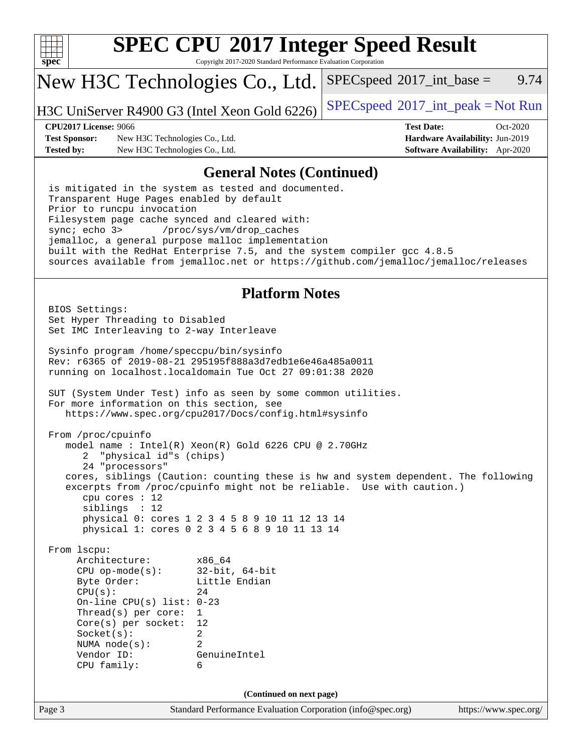## General Notes (Continued)

```
is mitigated in the system as tested and documented.
Transparent Huge Pages enabled by default
Prior to runcpu invocation
Filesystem page cache synced and cleared with:
sync; echo 3>       /proc/sys/vm/drop_caches
jemalloc, a general purpose malloc implementation
built with the RedHat Enterprise 7.5, and the system compiler gcc 4.8.5
sources available from jemalloc.net or https://github.com/jemalloc/jemalloc/releases
```

## Platform Notes

```
BIOS Settings:
Set Hyper Threading to Disabled
Set IMC Interleaving to 2-way Interleave

Sysinfo program /home/speccpu/bin/sysinfo
Rev: r6365 of 2019-08-21 295195f888a3d7edb1e6e46a485a0011
running on localhost.localdomain Tue Oct 27 09:01:38 2020

SUT (System Under Test) info as seen by some common utilities.
For more information on this section, see
   https://www.spec.org/cpu2017/Docs/config.html#sysinfo

From /proc/cpuinfo
   model name : Intel(R) Xeon(R) Gold 6226 CPU @ 2.70GHz
      2  "physical id"s (chips)
      24 "processors"
   cores, siblings (Caution: counting these is hw and system dependent. The following
   excerpts from /proc/cpuinfo might not be reliable.  Use with caution.)
      cpu cores : 12
      siblings  : 12
      physical 0: cores 1 2 3 4 5 8 9 10 11 12 13 14
      physical 1: cores 0 2 3 4 5 6 8 9 10 11 13 14

From lscpu:
     Architecture:        x86_64
     CPU op-mode(s):      32-bit, 64-bit
     Byte Order:          Little Endian
     CPU(s):              24
     On-line CPU(s) list: 0-23
     Thread(s) per core:  1
     Core(s) per socket:  12
     Socket(s):           2
     NUMA node(s):        2
     Vendor ID:           GenuineIntel
     CPU family:          6
```

(Continued on next page)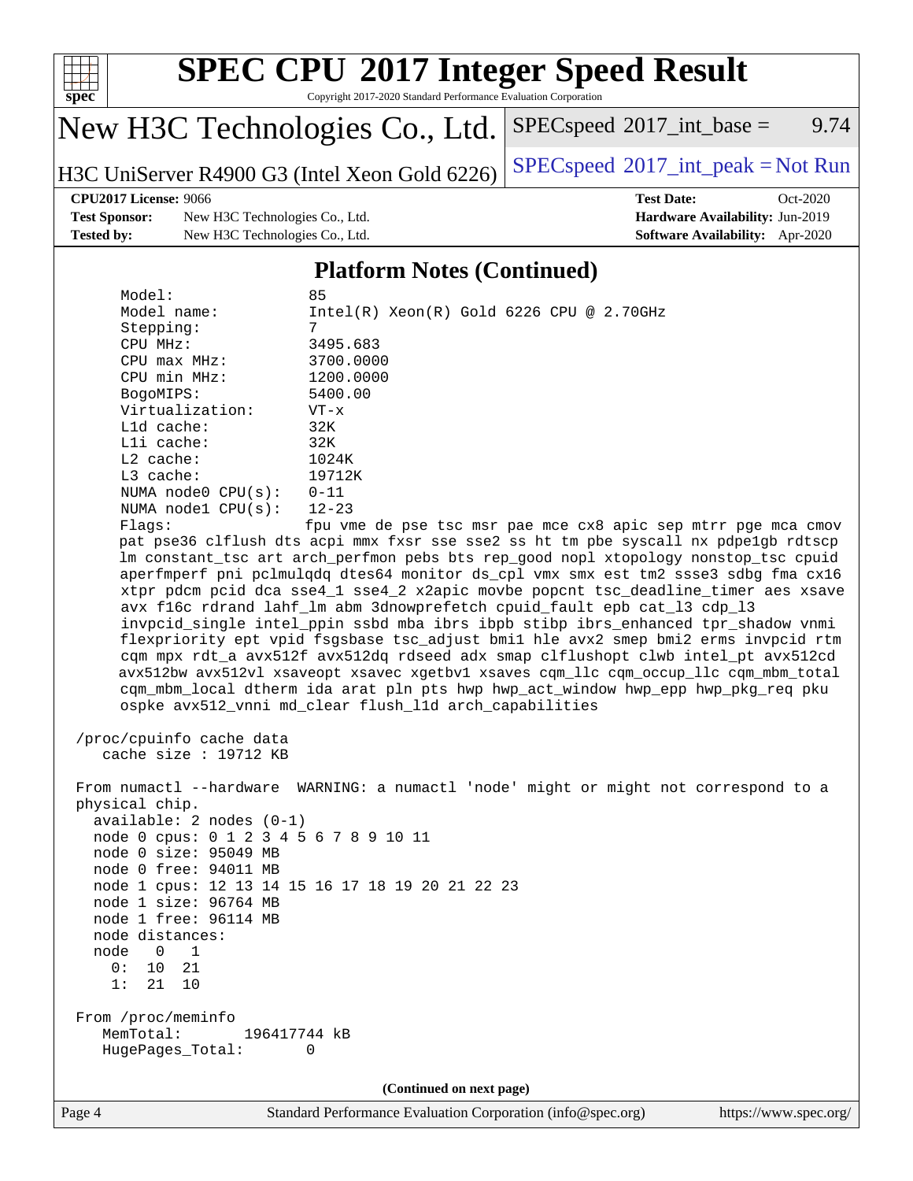# SPEC CPU 2017 Integer Speed Result

Copyright 2017-2020 Standard Performance Evaluation Corporation

## New H3C Technologies Co., Ltd.

H3C UniServer R4900 G3 (Intel Xeon Gold 6226)

SPECspeed 2017_int_base = 9.74

SPECspeed 2017_int_peak = Not Run

**CPU2017 License:** 9066
**Test Sponsor:** New H3C Technologies Co., Ltd.
**Tested by:** New H3C Technologies Co., Ltd.
**Test Date:** Oct-2020
**Hardware Availability:** Jun-2019
**Software Availability:** Apr-2020

### Platform Notes (Continued)

```
    Model:                 85
    Model name:            Intel(R) Xeon(R) Gold 6226 CPU @ 2.70GHz
    Stepping:              7
    CPU MHz:               3495.683
    CPU max MHz:           3700.0000
    CPU min MHz:           1200.0000
    BogoMIPS:              5400.00
    Virtualization:        VT-x
    L1d cache:             32K
    L1i cache:             32K
    L2 cache:              1024K
    L3 cache:              19712K
    NUMA node0 CPU(s):     0-11
    NUMA node1 CPU(s):     12-23
    Flags:                 fpu vme de pse tsc msr pae mce cx8 apic sep mtrr pge mca cmov
    pat pse36 clflush dts acpi mmx fxsr sse sse2 ss ht tm pbe syscall nx pdpe1gb rdtscp
    lm constant_tsc art arch_perfmon pebs bts rep_good nopl xtopology nonstop_tsc cpuid
    aperfmperf pni pclmulqdq dtes64 monitor ds_cpl vmx smx est tm2 ssse3 sdbg fma cx16
    xtpr pdcm pcid dca sse4_1 sse4_2 x2apic movbe popcnt tsc_deadline_timer aes xsave
    avx f16c rdrand lahf_lm abm 3dnowprefetch cpuid_fault epb cat_l3 cdp_l3
    invpcid_single intel_ppin ssbd mba ibrs ibpb stibp ibrs_enhanced tpr_shadow vnmi
    flexpriority ept vpid fsgsbase tsc_adjust bmi1 hle avx2 smep bmi2 erms invpcid rtm
    cqm mpx rdt_a avx512f avx512dq rdseed adx smap clflushopt clwb intel_pt avx512cd
    avx512bw avx512vl xsaveopt xsavec xgetbv1 xsaves cqm_llc cqm_occup_llc cqm_mbm_total
    cqm_mbm_local dtherm ida arat pln pts hwp hwp_act_window hwp_epp hwp_pkg_req pku
    ospke avx512_vnni md_clear flush_l1d arch_capabilities

 /proc/cpuinfo cache data
    cache size : 19712 KB

 From numactl --hardware  WARNING: a numactl 'node' might or might not correspond to a
 physical chip.
   available: 2 nodes (0-1)
   node 0 cpus: 0 1 2 3 4 5 6 7 8 9 10 11
   node 0 size: 95049 MB
   node 0 free: 94011 MB
   node 1 cpus: 12 13 14 15 16 17 18 19 20 21 22 23
   node 1 size: 96764 MB
   node 1 free: 96114 MB
   node distances:
   node   0   1
     0:  10  21
     1:  21  10

 From /proc/meminfo
    MemTotal:       196417744 kB
    HugePages_Total:       0
```

(Continued on next page)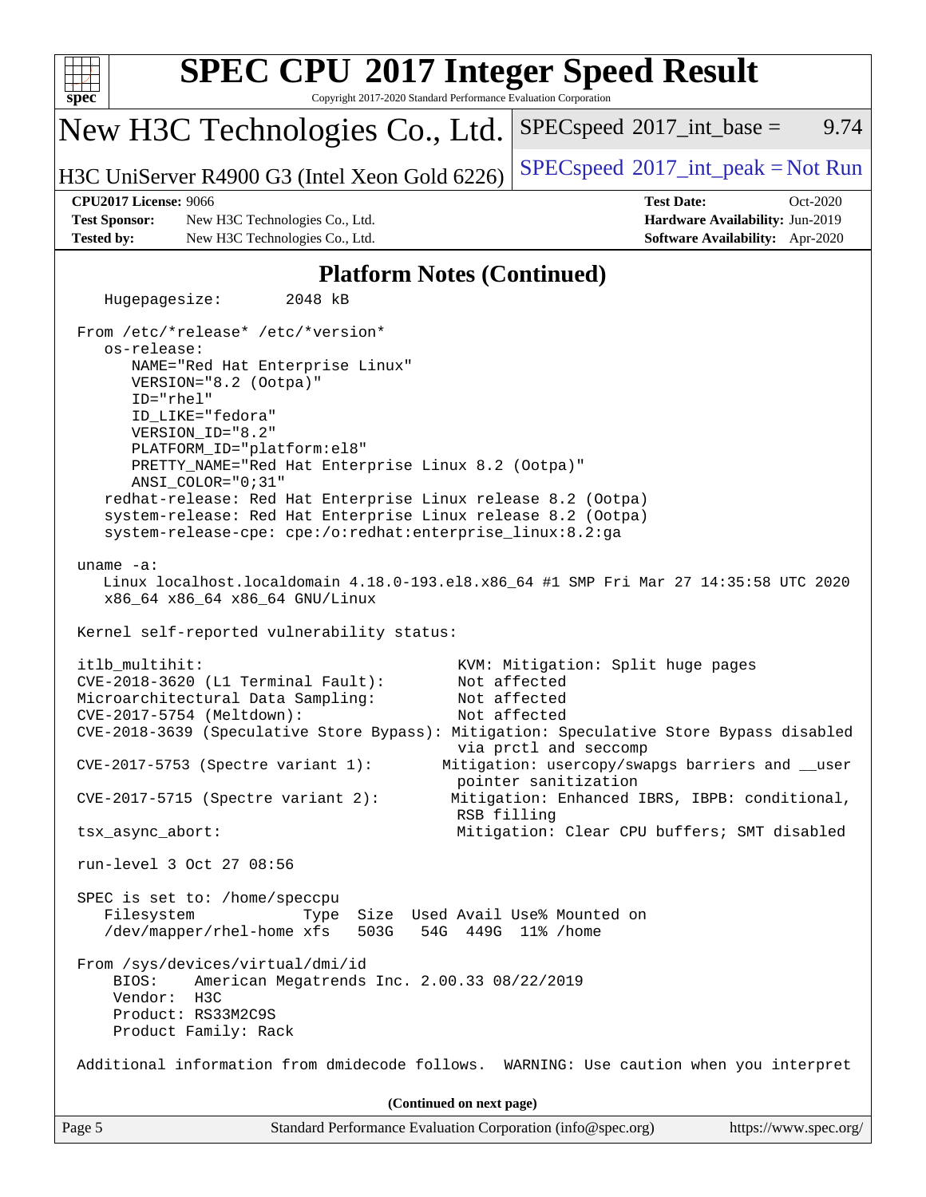# SPEC CPU 2017 Integer Speed Result

Copyright 2017-2020 Standard Performance Evaluation Corporation

## New H3C Technologies Co., Ltd.

H3C UniServer R4900 G3 (Intel Xeon Gold 6226)

SPECspeed 2017_int_base = 9.74

SPECspeed 2017_int_peak = Not Run

**CPU2017 License:** 9066
**Test Sponsor:** New H3C Technologies Co., Ltd.
**Tested by:** New H3C Technologies Co., Ltd.

**Test Date:** Oct-2020
**Hardware Availability:** Jun-2019
**Software Availability:** Apr-2020

### Platform Notes (Continued)

```
    Hugepagesize:        2048 kB

 From /etc/*release* /etc/*version*
    os-release:
       NAME="Red Hat Enterprise Linux"
       VERSION="8.2 (Ootpa)"
       ID="rhel"
       ID_LIKE="fedora"
       VERSION_ID="8.2"
       PLATFORM_ID="platform:el8"
       PRETTY_NAME="Red Hat Enterprise Linux 8.2 (Ootpa)"
       ANSI_COLOR="0;31"
    redhat-release: Red Hat Enterprise Linux release 8.2 (Ootpa)
    system-release: Red Hat Enterprise Linux release 8.2 (Ootpa)
    system-release-cpe: cpe:/o:redhat:enterprise_linux:8.2:ga

 uname -a:
    Linux localhost.localdomain 4.18.0-193.el8.x86_64 #1 SMP Fri Mar 27 14:35:58 UTC 2020
    x86_64 x86_64 x86_64 GNU/Linux

 Kernel self-reported vulnerability status:

 itlb_multihit:                                   KVM: Mitigation: Split huge pages
 CVE-2018-3620 (L1 Terminal Fault):               Not affected
 Microarchitectural Data Sampling:                Not affected
 CVE-2017-5754 (Meltdown):                        Not affected
 CVE-2018-3639 (Speculative Store Bypass): Mitigation: Speculative Store Bypass disabled
                                                  via prctl and seccomp
 CVE-2017-5753 (Spectre variant 1):             Mitigation: usercopy/swapgs barriers and __user
                                                  pointer sanitization
 CVE-2017-5715 (Spectre variant 2):              Mitigation: Enhanced IBRS, IBPB: conditional,
                                                  RSB filling
 tsx_async_abort:                                 Mitigation: Clear CPU buffers; SMT disabled

 run-level 3 Oct 27 08:56

 SPEC is set to: /home/speccpu
    Filesystem             Type  Size  Used Avail Use% Mounted on
    /dev/mapper/rhel-home xfs   503G   54G  449G  11% /home

 From /sys/devices/virtual/dmi/id
     BIOS:    American Megatrends Inc. 2.00.33 08/22/2019
     Vendor:  H3C
     Product: RS33M2C9S
     Product Family: Rack

 Additional information from dmidecode follows.  WARNING: Use caution when you interpret
```

(Continued on next page)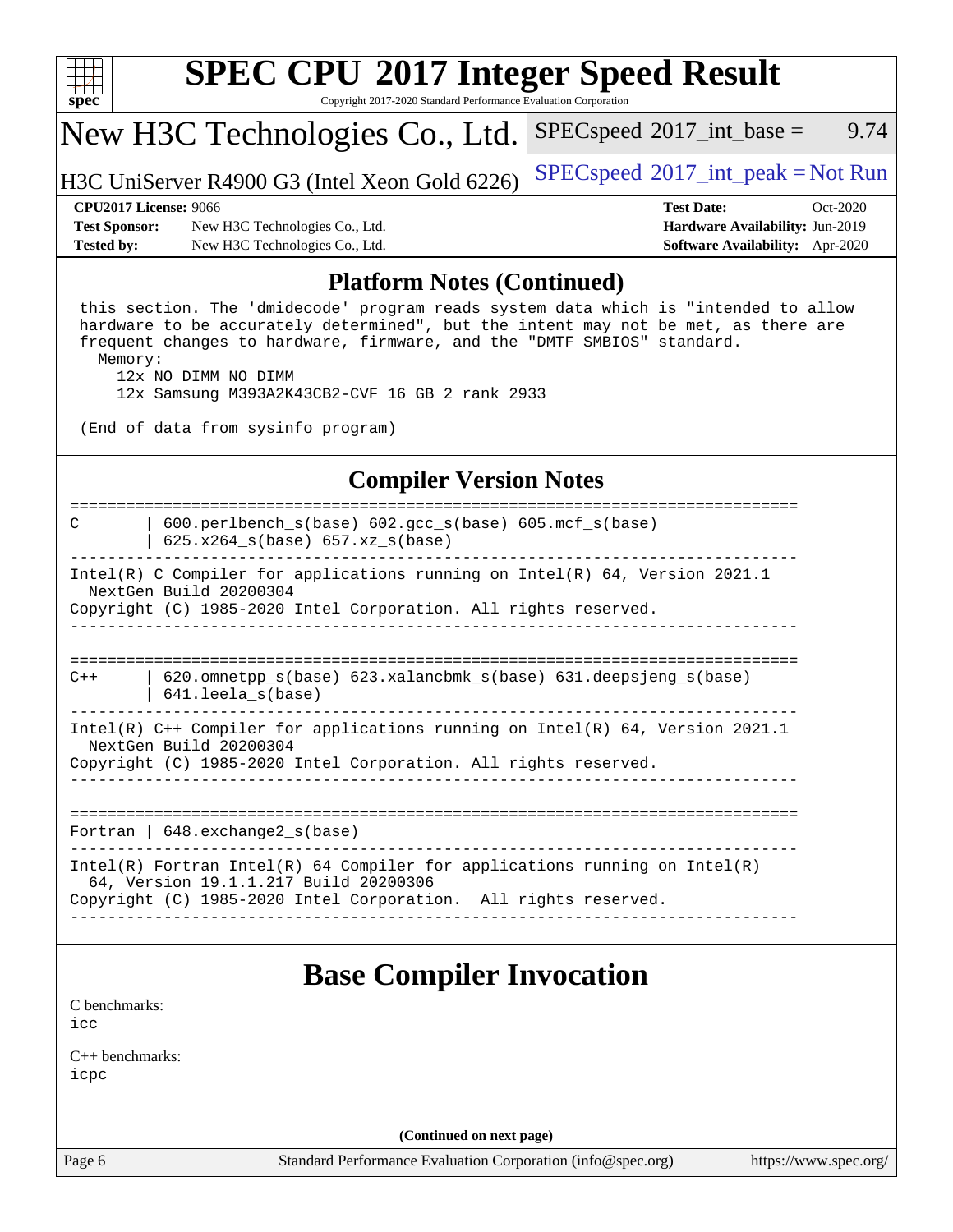# SPEC CPU 2017 Integer Speed Result

Copyright 2017-2020 Standard Performance Evaluation Corporation

## New H3C Technologies Co., Ltd.

H3C UniServer R4900 G3 (Intel Xeon Gold 6226)

SPECspeed 2017_int_base = 9.74

SPECspeed 2017_int_peak = Not Run

**CPU2017 License:** 9066
**Test Sponsor:** New H3C Technologies Co., Ltd.
**Tested by:** New H3C Technologies Co., Ltd.

**Test Date:** Oct-2020
**Hardware Availability:** Jun-2019
**Software Availability:** Apr-2020

## Platform Notes (Continued)

```
 this section. The 'dmidecode' program reads system data which is "intended to allow
 hardware to be accurately determined", but the intent may not be met, as there are
 frequent changes to hardware, firmware, and the "DMTF SMBIOS" standard.
   Memory:
     12x NO DIMM NO DIMM
     12x Samsung M393A2K43CB2-CVF 16 GB 2 rank 2933

 (End of data from sysinfo program)
```

## Compiler Version Notes

```
==============================================================================
C       | 600.perlbench_s(base) 602.gcc_s(base) 605.mcf_s(base)
        | 625.x264_s(base) 657.xz_s(base)
------------------------------------------------------------------------------
Intel(R) C Compiler for applications running on Intel(R) 64, Version 2021.1
  NextGen Build 20200304
Copyright (C) 1985-2020 Intel Corporation. All rights reserved.
------------------------------------------------------------------------------

==============================================================================
C++     | 620.omnetpp_s(base) 623.xalancbmk_s(base) 631.deepsjeng_s(base)
        | 641.leela_s(base)
------------------------------------------------------------------------------
Intel(R) C++ Compiler for applications running on Intel(R) 64, Version 2021.1
  NextGen Build 20200304
Copyright (C) 1985-2020 Intel Corporation. All rights reserved.
------------------------------------------------------------------------------

==============================================================================
Fortran | 648.exchange2_s(base)
------------------------------------------------------------------------------
Intel(R) Fortran Intel(R) 64 Compiler for applications running on Intel(R)
  64, Version 19.1.1.217 Build 20200306
Copyright (C) 1985-2020 Intel Corporation.  All rights reserved.
------------------------------------------------------------------------------
```

## Base Compiler Invocation

C benchmarks:
icc

C++ benchmarks:
icpc

(Continued on next page)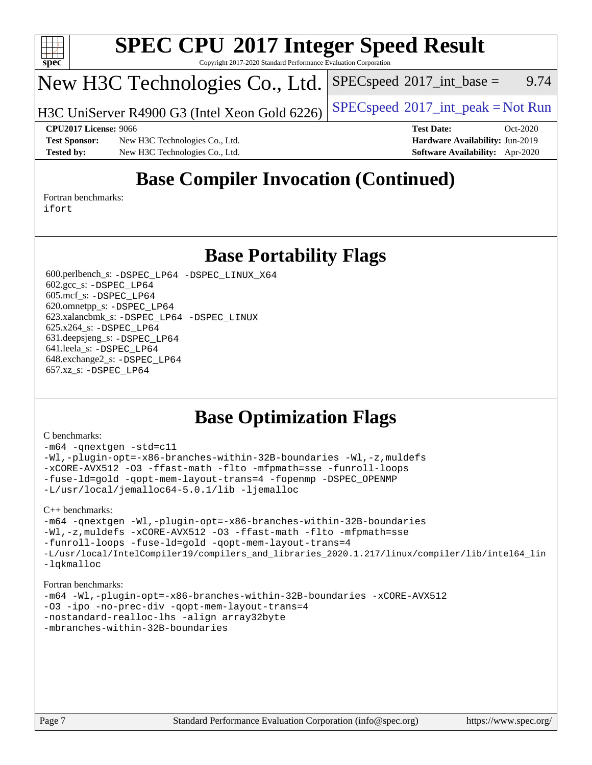# SPEC CPU 2017 Integer Speed Result

Copyright 2017-2020 Standard Performance Evaluation Corporation

## New H3C Technologies Co., Ltd.

H3C UniServer R4900 G3 (Intel Xeon Gold 6226)

SPECspeed 2017_int_base = 9.74

SPECspeed 2017_int_peak = Not Run

**CPU2017 License:** 9066
**Test Sponsor:** New H3C Technologies Co., Ltd.
**Tested by:** New H3C Technologies Co., Ltd.
**Test Date:** Oct-2020
**Hardware Availability:** Jun-2019
**Software Availability:** Apr-2020

## Base Compiler Invocation (Continued)

Fortran benchmarks:
```
ifort
```

## Base Portability Flags

600.perlbench_s: `-DSPEC_LP64 -DSPEC_LINUX_X64`
602.gcc_s: `-DSPEC_LP64`
605.mcf_s: `-DSPEC_LP64`
620.omnetpp_s: `-DSPEC_LP64`
623.xalancbmk_s: `-DSPEC_LP64 -DSPEC_LINUX`
625.x264_s: `-DSPEC_LP64`
631.deepsjeng_s: `-DSPEC_LP64`
641.leela_s: `-DSPEC_LP64`
648.exchange2_s: `-DSPEC_LP64`
657.xz_s: `-DSPEC_LP64`

## Base Optimization Flags

C benchmarks:
```
-m64 -qnextgen -std=c11
-Wl,-plugin-opt=-x86-branches-within-32B-boundaries -Wl,-z,muldefs
-xCORE-AVX512 -O3 -ffast-math -flto -mfpmath=sse -funroll-loops
-fuse-ld=gold -qopt-mem-layout-trans=4 -fopenmp -DSPEC_OPENMP
-L/usr/local/jemalloc64-5.0.1/lib -ljemalloc
```

C++ benchmarks:
```
-m64 -qnextgen -Wl,-plugin-opt=-x86-branches-within-32B-boundaries
-Wl,-z,muldefs -xCORE-AVX512 -O3 -ffast-math -flto -mfpmath=sse
-funroll-loops -fuse-ld=gold -qopt-mem-layout-trans=4
-L/usr/local/IntelCompiler19/compilers_and_libraries_2020.1.217/linux/compiler/lib/intel64_lin
-lqkmalloc
```

Fortran benchmarks:
```
-m64 -Wl,-plugin-opt=-x86-branches-within-32B-boundaries -xCORE-AVX512
-O3 -ipo -no-prec-div -qopt-mem-layout-trans=4
-nostandard-realloc-lhs -align array32byte
-mbranches-within-32B-boundaries
```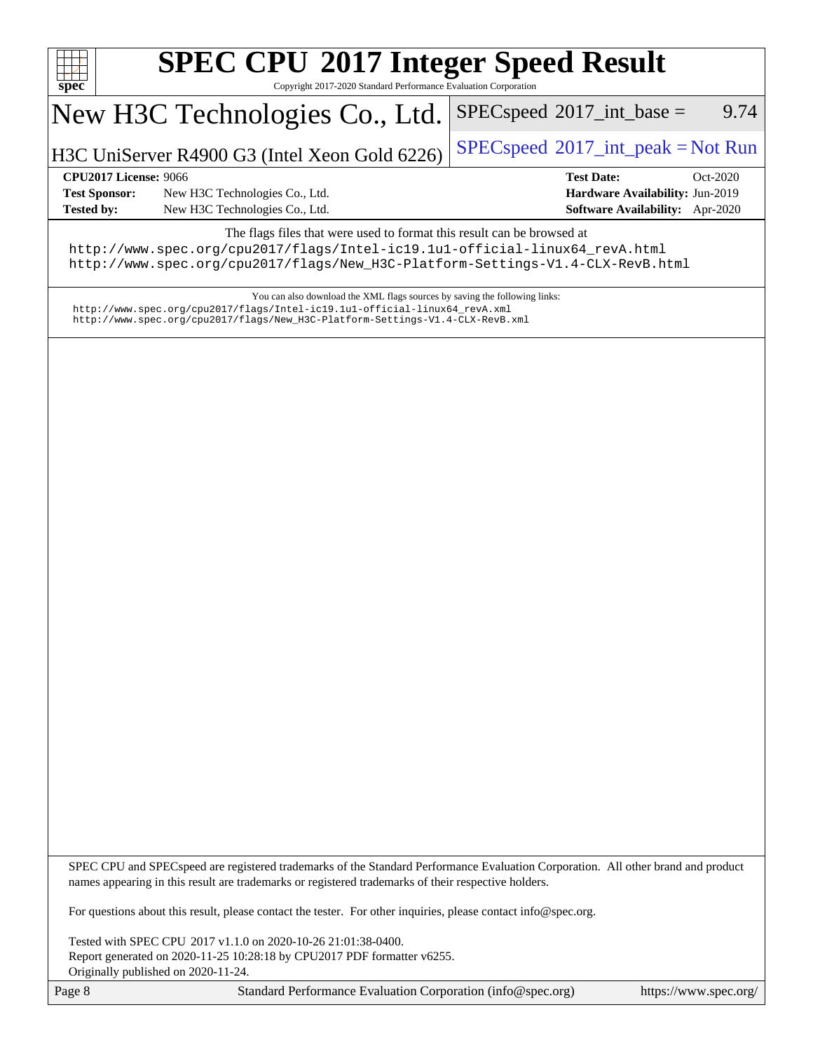# SPEC CPU 2017 Integer Speed Result

Copyright 2017-2020 Standard Performance Evaluation Corporation

## New H3C Technologies Co., Ltd.

H3C UniServer R4900 G3 (Intel Xeon Gold 6226)

SPECspeed 2017_int_base = 9.74

SPECspeed 2017_int_peak = Not Run

**CPU2017 License:** 9066
**Test Sponsor:** New H3C Technologies Co., Ltd.
**Tested by:** New H3C Technologies Co., Ltd.

**Test Date:** Oct-2020
**Hardware Availability:** Jun-2019
**Software Availability:** Apr-2020

The flags files that were used to format this result can be browsed at

http://www.spec.org/cpu2017/flags/Intel-ic19.1u1-official-linux64_revA.html
http://www.spec.org/cpu2017/flags/New_H3C-Platform-Settings-V1.4-CLX-RevB.html

You can also download the XML flags sources by saving the following links:

http://www.spec.org/cpu2017/flags/Intel-ic19.1u1-official-linux64_revA.xml
http://www.spec.org/cpu2017/flags/New_H3C-Platform-Settings-V1.4-CLX-RevB.xml

SPEC CPU and SPECspeed are registered trademarks of the Standard Performance Evaluation Corporation. All other brand and product names appearing in this result are trademarks or registered trademarks of their respective holders.

For questions about this result, please contact the tester. For other inquiries, please contact info@spec.org.

Tested with SPEC CPU 2017 v1.1.0 on 2020-10-26 21:01:38-0400.
Report generated on 2020-11-25 10:28:18 by CPU2017 PDF formatter v6255.
Originally published on 2020-11-24.